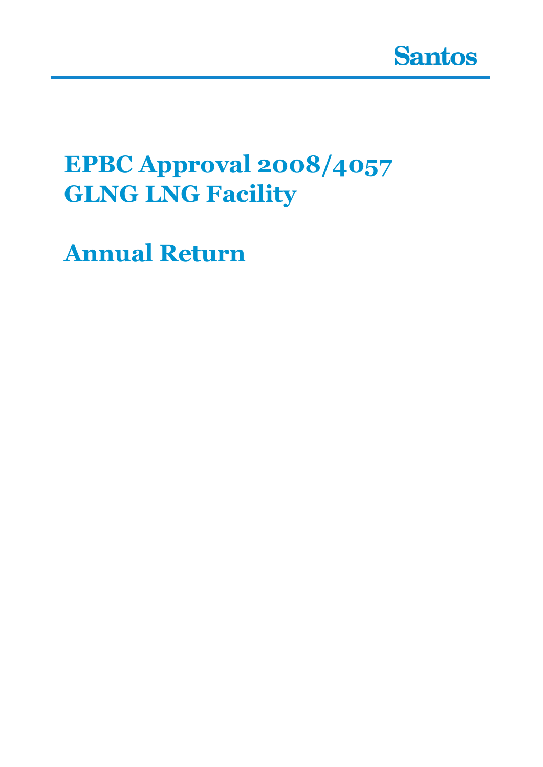Santos

# EPBC Approval 2008/4057
# GLNG LNG Facility

# Annual Return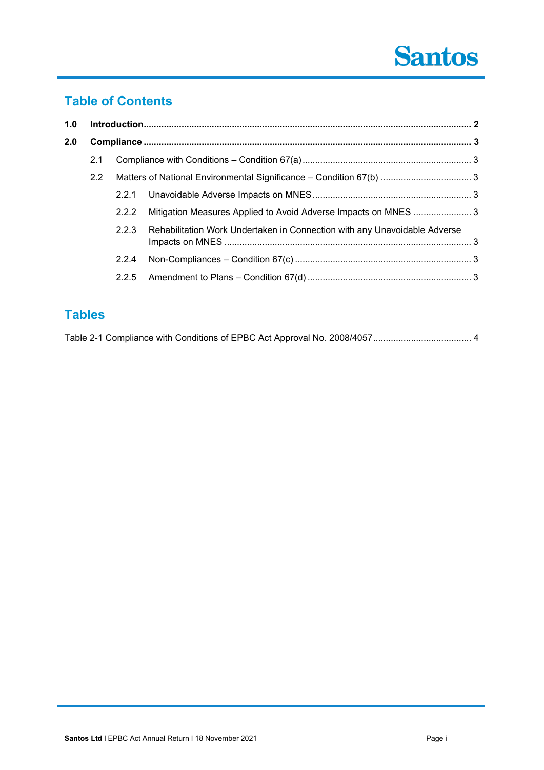# Table of Contents

| | | |
|---|---|---|
| **1.0** | **Introduction** | **2** |
| **2.0** | **Compliance** | **3** |
| 2.1 | Compliance with Conditions – Condition 67(a) | 3 |
| 2.2 | Matters of National Environmental Significance – Condition 67(b) | 3 |
| 2.2.1 | Unavoidable Adverse Impacts on MNES | 3 |
| 2.2.2 | Mitigation Measures Applied to Avoid Adverse Impacts on MNES | 3 |
| 2.2.3 | Rehabilitation Work Undertaken in Connection with any Unavoidable Adverse Impacts on MNES | 3 |
| 2.2.4 | Non-Compliances – Condition 67(c) | 3 |
| 2.2.5 | Amendment to Plans – Condition 67(d) | 3 |

# Tables

| | |
|---|---|
| Table 2-1 Compliance with Conditions of EPBC Act Approval No. 2008/4057 | 4 |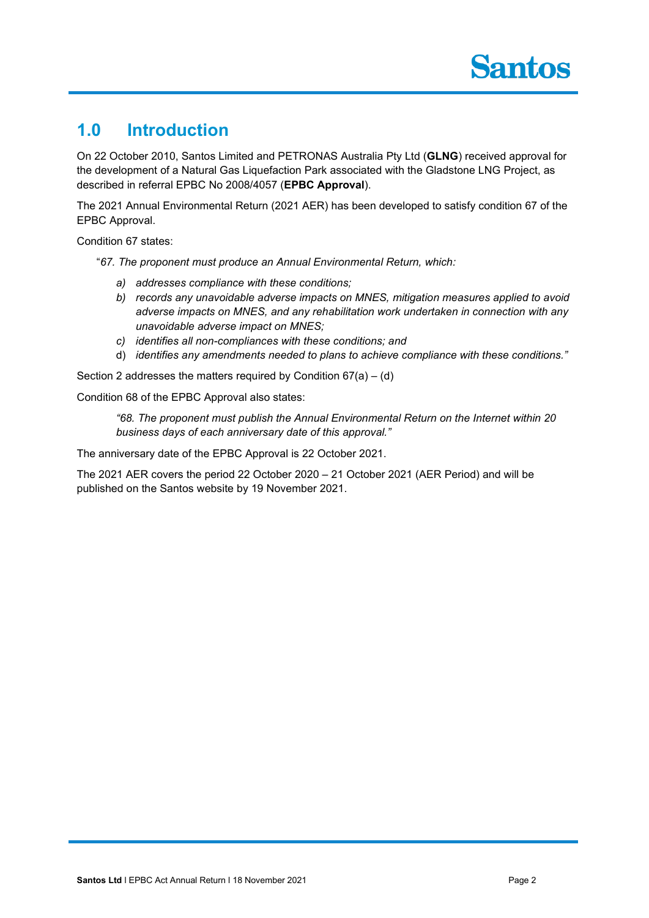# 1.0 Introduction

On 22 October 2010, Santos Limited and PETRONAS Australia Pty Ltd (**GLNG**) received approval for the development of a Natural Gas Liquefaction Park associated with the Gladstone LNG Project, as described in referral EPBC No 2008/4057 (**EPBC Approval**).

The 2021 Annual Environmental Return (2021 AER) has been developed to satisfy condition 67 of the EPBC Approval.

Condition 67 states:

"*67. The proponent must produce an Annual Environmental Return, which:*

> a) *addresses compliance with these conditions;*
> b) *records any unavoidable adverse impacts on MNES, mitigation measures applied to avoid adverse impacts on MNES, and any rehabilitation work undertaken in connection with any unavoidable adverse impact on MNES;*
> c) *identifies all non-compliances with these conditions; and*
> d) *identifies any amendments needed to plans to achieve compliance with these conditions."*

Section 2 addresses the matters required by Condition 67(a) – (d)

Condition 68 of the EPBC Approval also states:

> *"68. The proponent must publish the Annual Environmental Return on the Internet within 20 business days of each anniversary date of this approval."*

The anniversary date of the EPBC Approval is 22 October 2021.

The 2021 AER covers the period 22 October 2020 – 21 October 2021 (AER Period) and will be published on the Santos website by 19 November 2021.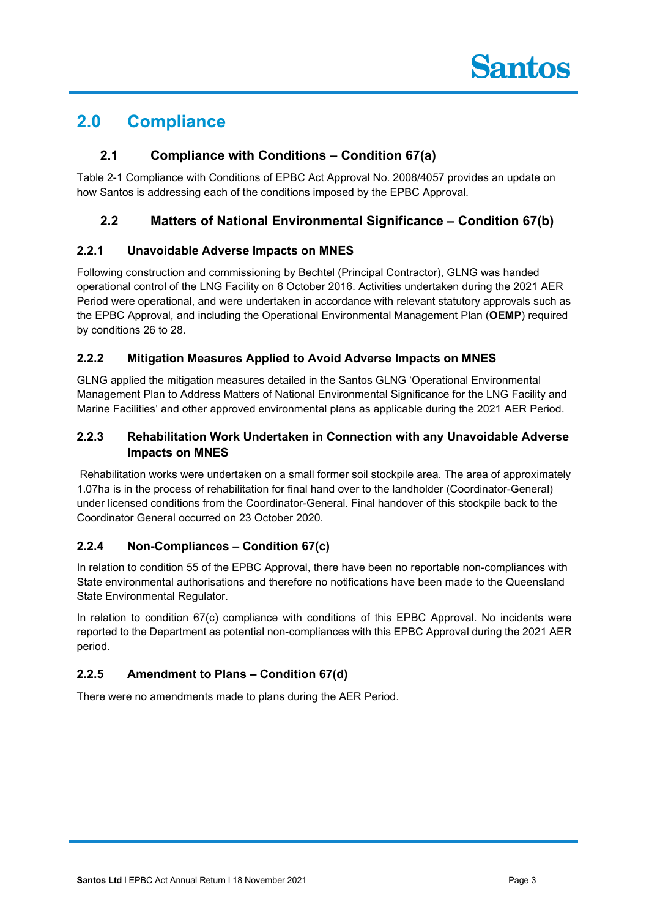# 2.0 Compliance

## 2.1 Compliance with Conditions – Condition 67(a)

Table 2-1 Compliance with Conditions of EPBC Act Approval No. 2008/4057 provides an update on how Santos is addressing each of the conditions imposed by the EPBC Approval.

## 2.2 Matters of National Environmental Significance – Condition 67(b)

### 2.2.1 Unavoidable Adverse Impacts on MNES

Following construction and commissioning by Bechtel (Principal Contractor), GLNG was handed operational control of the LNG Facility on 6 October 2016. Activities undertaken during the 2021 AER Period were operational, and were undertaken in accordance with relevant statutory approvals such as the EPBC Approval, and including the Operational Environmental Management Plan (**OEMP**) required by conditions 26 to 28.

### 2.2.2 Mitigation Measures Applied to Avoid Adverse Impacts on MNES

GLNG applied the mitigation measures detailed in the Santos GLNG 'Operational Environmental Management Plan to Address Matters of National Environmental Significance for the LNG Facility and Marine Facilities' and other approved environmental plans as applicable during the 2021 AER Period.

### 2.2.3 Rehabilitation Work Undertaken in Connection with any Unavoidable Adverse Impacts on MNES

Rehabilitation works were undertaken on a small former soil stockpile area. The area of approximately 1.07ha is in the process of rehabilitation for final hand over to the landholder (Coordinator-General) under licensed conditions from the Coordinator-General. Final handover of this stockpile back to the Coordinator General occurred on 23 October 2020.

### 2.2.4 Non-Compliances – Condition 67(c)

In relation to condition 55 of the EPBC Approval, there have been no reportable non-compliances with State environmental authorisations and therefore no notifications have been made to the Queensland State Environmental Regulator.

In relation to condition 67(c) compliance with conditions of this EPBC Approval. No incidents were reported to the Department as potential non-compliances with this EPBC Approval during the 2021 AER period.

### 2.2.5 Amendment to Plans – Condition 67(d)

There were no amendments made to plans during the AER Period.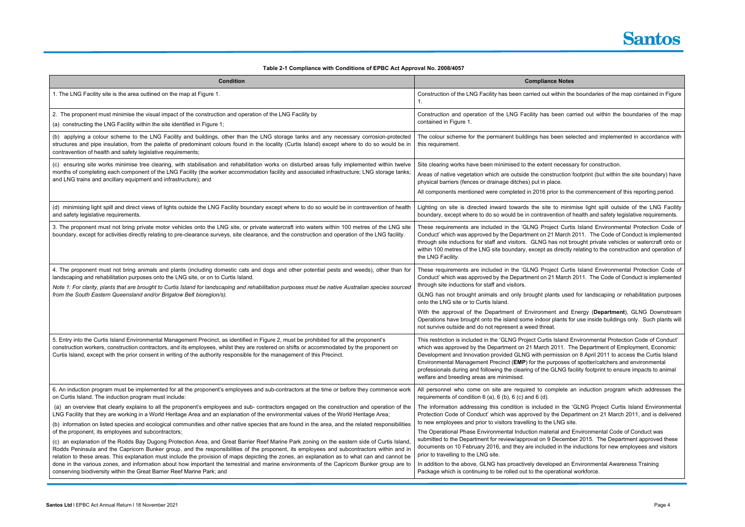**Table 2-1 Compliance with Conditions of EPBC Act Approval No. 2008/4057**

| Condition | Compliance Notes |
|---|---|
| 1. The LNG Facility site is the area outlined on the map at Figure 1. | Construction of the LNG Facility has been carried out within the boundaries of the map contained in Figure 1. |
| 2. The proponent must minimise the visual impact of the construction and operation of the LNG Facility by<br>(a) constructing the LNG Facility within the site identified in Figure 1; | Construction and operation of the LNG Facility has been carried out within the boundaries of the map contained in Figure 1. |
| (b) applying a colour scheme to the LNG Facility and buildings, other than the LNG storage tanks and any necessary corrosion-protected structures and pipe insulation, from the palette of predominant colours found in the locality (Curtis Island) except where to do so would be in contravention of health and safety legislative requirements; | The colour scheme for the permanent buildings has been selected and implemented in accordance with this requirement. |
| (c) ensuring site works minimise tree clearing, with stabilisation and rehabilitation works on disturbed areas fully implemented within twelve months of completing each component of the LNG Facility (the worker accommodation facility and associated infrastructure; LNG storage tanks; and LNG trains and ancillary equipment and infrastructure); and | Site clearing works have been minimised to the extent necessary for construction.<br>Areas of native vegetation which are outside the construction footprint (but within the site boundary) have physical barriers (fences or drainage ditches) put in place.<br>All components mentioned were completed in 2016 prior to the commencement of this reporting period. |
| (d) minimising light spill and direct views of lights outside the LNG Facility boundary except where to do so would be in contravention of health and safety legislative requirements. | Lighting on site is directed inward towards the site to minimise light spill outside of the LNG Facility boundary, except where to do so would be in contravention of health and safety legislative requirements. |
| 3. The proponent must not bring private motor vehicles onto the LNG site, or private watercraft into waters within 100 metres of the LNG site boundary, except for activities directly relating to pre-clearance surveys, site clearance, and the construction and operation of the LNG facility. | These requirements are included in the 'GLNG Project Curtis Island Environmental Protection Code of Conduct' which was approved by the Department on 21 March 2011. The Code of Conduct is implemented through site inductions for staff and visitors. GLNG has not brought private vehicles or watercraft onto or within 100 metres of the LNG site boundary, except as directly relating to the construction and operation of the LNG Facility. |
| 4. The proponent must not bring animals and plants (including domestic cats and dogs and other potential pests and weeds), other than for landscaping and rehabilitation purposes onto the LNG site, or on to Curtis Island.<br>*Note 1: For clarity, plants that are brought to Curtis Island for landscaping and rehabilitation purposes must be native Australian species sourced from the South Eastern Queensland and/or Brigalow Belt bioregion/s).* | These requirements are included in the 'GLNG Project Curtis Island Environmental Protection Code of Conduct' which was approved by the Department on 21 March 2011. The Code of Conduct is implemented through site inductions for staff and visitors.<br>GLNG has not brought animals and only brought plants used for landscaping or rehabilitation purposes onto the LNG site or to Curtis Island.<br>With the approval of the Department of Environment and Energy (**Department**), GLNG Downstream Operations have brought onto the island some indoor plants for use inside buildings only. Such plants will not survive outside and do not represent a weed threat. |
| 5. Entry into the Curtis Island Environmental Management Precinct, as identified in Figure 2, must be prohibited for all the proponent's construction workers, construction contractors, and its employees, whilst they are rostered on shifts or accommodated by the proponent on Curtis Island, except with the prior consent in writing of the authority responsible for the management of this Precinct. | This restriction is included in the 'GLNG Project Curtis Island Environmental Protection Code of Conduct' which was approved by the Department on 21 March 2011. The Department of Employment, Economic Development and Innovation provided GLNG with permission on 8 April 2011 to access the Curtis Island Environmental Management Precinct (**EMP**) for the purposes of spotter/catchers and environmental professionals during and following the clearing of the GLNG facility footprint to ensure impacts to animal welfare and breeding areas are minimised. |
| 6. An induction program must be implemented for all the proponent's employees and sub-contractors at the time or before they commence work on Curtis Island. The induction program must include:<br>(a) an overview that clearly explains to all the proponent's employees and sub- contractors engaged on the construction and operation of the LNG Facility that they are working in a World Heritage Area and an explanation of the environmental values of the World Heritage Area;<br>(b) information on listed species and ecological communities and other native species that are found in the area, and the related responsibilities of the proponent, its employees and subcontractors;<br>(c) an explanation of the Rodds Bay Dugong Protection Area, and Great Barrier Reef Marine Park zoning on the eastern side of Curtis Island, Rodds Peninsula and the Capricorn Bunker group, and the responsibilities of the proponent, its employees and subcontractors within and in relation to these areas. This explanation must include the provision of maps depicting the zones, an explanation as to what can and cannot be done in the various zones, and information about how important the terrestrial and marine environments of the Capricorn Bunker group are to conserving biodiversity within the Great Barrier Reef Marine Park; and | All personnel who come on site are required to complete an induction program which addresses the requirements of condition 6 (a), 6 (b), 6 (c) and 6 (d).<br>The information addressing this condition is included in the 'GLNG Project Curtis Island Environmental Protection Code of Conduct' which was approved by the Department on 21 March 2011, and is delivered to new employees and prior to visitors travelling to the LNG site.<br>The Operational Phase Environmental Induction material and Environmental Code of Conduct was submitted to the Department for review/approval on 9 December 2015. The Department approved these documents on 10 February 2016, and they are included in the inductions for new employees and visitors prior to travelling to the LNG site.<br>In addition to the above, GLNG has proactively developed an Environmental Awareness Training Package which is continuing to be rolled out to the operational workforce. |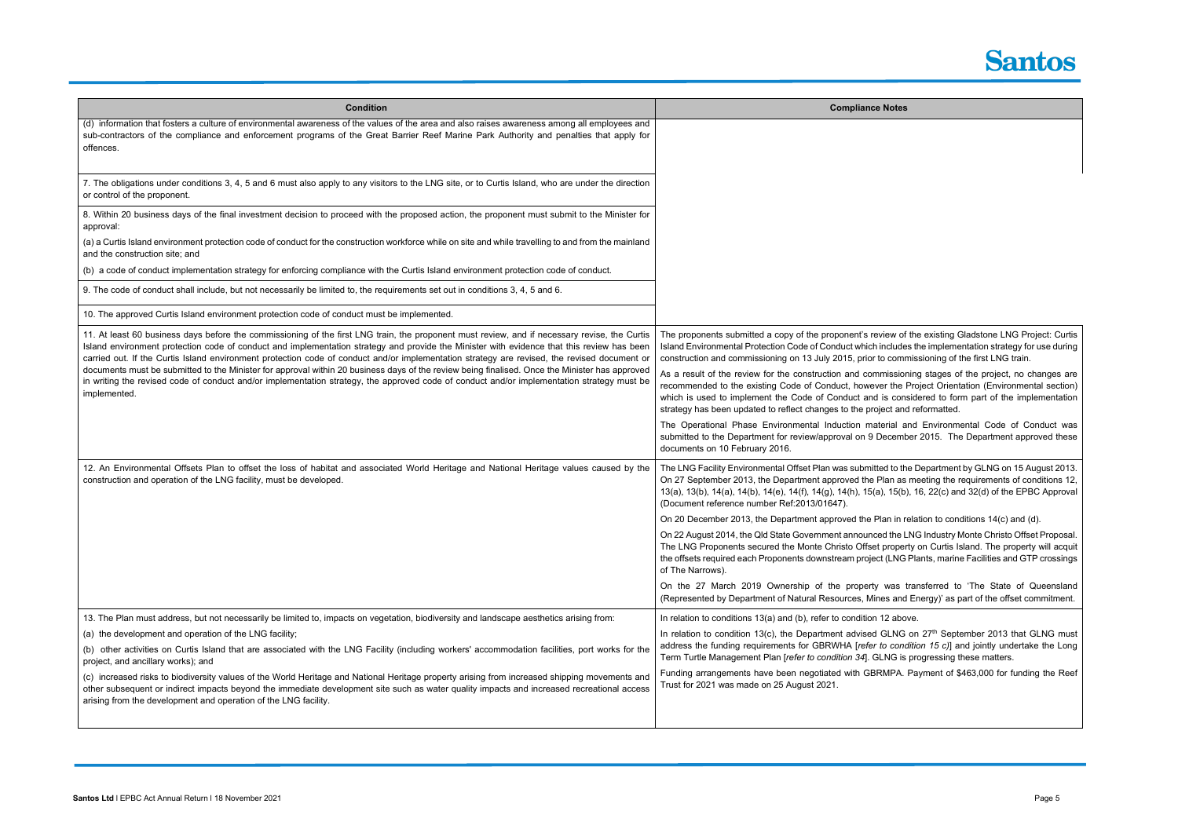| Condition | Compliance Notes |
|---|---|
| (d) information that fosters a culture of environmental awareness of the values of the area and also raises awareness among all employees and sub-contractors of the compliance and enforcement programs of the Great Barrier Reef Marine Park Authority and penalties that apply for offences. | |
| 7. The obligations under conditions 3, 4, 5 and 6 must also apply to any visitors to the LNG site, or to Curtis Island, who are under the direction or control of the proponent. | |
| 8. Within 20 business days of the final investment decision to proceed with the proposed action, the proponent must submit to the Minister for approval:<br>(a) a Curtis Island environment protection code of conduct for the construction workforce while on site and while travelling to and from the mainland and the construction site; and<br>(b) a code of conduct implementation strategy for enforcing compliance with the Curtis Island environment protection code of conduct. | |
| 9. The code of conduct shall include, but not necessarily be limited to, the requirements set out in conditions 3, 4, 5 and 6. | |
| 10. The approved Curtis Island environment protection code of conduct must be implemented. | |
| 11. At least 60 business days before the commissioning of the first LNG train, the proponent must review, and if necessary revise, the Curtis Island environment protection code of conduct and implementation strategy and provide the Minister with evidence that this review has been carried out. If the Curtis Island environment protection code of conduct and/or implementation strategy are revised, the revised document or documents must be submitted to the Minister for approval within 20 business days of the review being finalised. Once the Minister has approved in writing the revised code of conduct and/or implementation strategy, the approved code of conduct and/or implementation strategy must be implemented. | The proponents submitted a copy of the proponent's review of the existing Gladstone LNG Project: Curtis Island Environmental Protection Code of Conduct which includes the implementation strategy for use during construction and commissioning on 13 July 2015, prior to commissioning of the first LNG train.<br>As a result of the review for the construction and commissioning stages of the project, no changes are recommended to the existing Code of Conduct, however the Project Orientation (Environmental section) which is used to implement the Code of Conduct and is considered to form part of the implementation strategy has been updated to reflect changes to the project and reformatted.<br>The Operational Phase Environmental Induction material and Environmental Code of Conduct was submitted to the Department for review/approval on 9 December 2015. The Department approved these documents on 10 February 2016. |
| 12. An Environmental Offsets Plan to offset the loss of habitat and associated World Heritage and National Heritage values caused by the construction and operation of the LNG facility, must be developed. | The LNG Facility Environmental Offset Plan was submitted to the Department by GLNG on 15 August 2013. On 27 September 2013, the Department approved the Plan as meeting the requirements of conditions 12, 13(a), 13(b), 14(a), 14(b), 14(e), 14(f), 14(g), 14(h), 15(a), 15(b), 16, 22(c) and 32(d) of the EPBC Approval (Document reference number Ref:2013/01647).<br>On 20 December 2013, the Department approved the Plan in relation to conditions 14(c) and (d).<br>On 22 August 2014, the Qld State Government announced the LNG Industry Monte Christo Offset Proposal. The LNG Proponents secured the Monte Christo Offset property on Curtis Island. The property will acquit the offsets required each Proponents downstream project (LNG Plants, marine Facilities and GTP crossings of The Narrows).<br>On the 27 March 2019 Ownership of the property was transferred to 'The State of Queensland (Represented by Department of Natural Resources, Mines and Energy)' as part of the offset commitment. |
| 13. The Plan must address, but not necessarily be limited to, impacts on vegetation, biodiversity and landscape aesthetics arising from:<br>(a) the development and operation of the LNG facility;<br>(b) other activities on Curtis Island that are associated with the LNG Facility (including workers' accommodation facilities, port works for the project, and ancillary works); and<br>(c) increased risks to biodiversity values of the World Heritage and National Heritage property arising from increased shipping movements and other subsequent or indirect impacts beyond the immediate development site such as water quality impacts and increased recreational access arising from the development and operation of the LNG facility. | In relation to conditions 13(a) and (b), refer to condition 12 above.<br>In relation to condition 13(c), the Department advised GLNG on 27th September 2013 that GLNG must address the funding requirements for GBRWHA [*refer to condition 15 c)*] and jointly undertake the Long Term Turtle Management Plan [*refer to condition 34*]. GLNG is progressing these matters.<br>Funding arrangements have been negotiated with GBRMPA. Payment of $463,000 for funding the Reef Trust for 2021 was made on 25 August 2021. |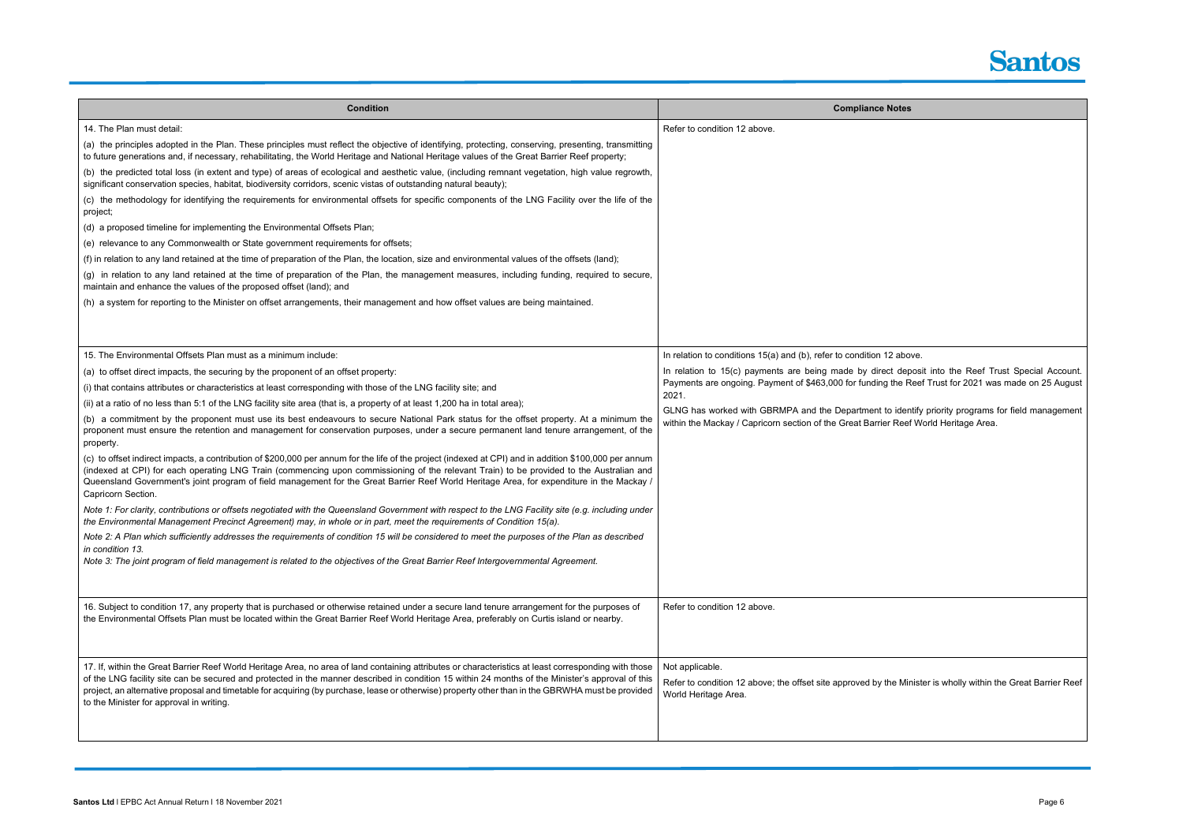| Condition | Compliance Notes |
|---|---|
| 14. The Plan must detail:<br>(a) the principles adopted in the Plan. These principles must reflect the objective of identifying, protecting, conserving, presenting, transmitting to future generations and, if necessary, rehabilitating, the World Heritage and National Heritage values of the Great Barrier Reef property;<br>(b) the predicted total loss (in extent and type) of areas of ecological and aesthetic value, (including remnant vegetation, high value regrowth, significant conservation species, habitat, biodiversity corridors, scenic vistas of outstanding natural beauty);<br>(c) the methodology for identifying the requirements for environmental offsets for specific components of the LNG Facility over the life of the project;<br>(d) a proposed timeline for implementing the Environmental Offsets Plan;<br>(e) relevance to any Commonwealth or State government requirements for offsets;<br>(f) in relation to any land retained at the time of preparation of the Plan, the location, size and environmental values of the offsets (land);<br>(g) in relation to any land retained at the time of preparation of the Plan, the management measures, including funding, required to secure, maintain and enhance the values of the proposed offset (land); and<br>(h) a system for reporting to the Minister on offset arrangements, their management and how offset values are being maintained. | Refer to condition 12 above. |
| 15. The Environmental Offsets Plan must as a minimum include:<br>(a) to offset direct impacts, the securing by the proponent of an offset property:<br>(i) that contains attributes or characteristics at least corresponding with those of the LNG facility site; and<br>(ii) at a ratio of no less than 5:1 of the LNG facility site area (that is, a property of at least 1,200 ha in total area);<br>(b) a commitment by the proponent must use its best endeavours to secure National Park status for the offset property. At a minimum the proponent must ensure the retention and management for conservation purposes, under a secure permanent land tenure arrangement, of the property.<br>(c) to offset indirect impacts, a contribution of $200,000 per annum for the life of the project (indexed at CPI) and in addition $100,000 per annum (indexed at CPI) for each operating LNG Train (commencing upon commissioning of the relevant Train) to be provided to the Australian and Queensland Government's joint program of field management for the Great Barrier Reef World Heritage Area, for expenditure in the Mackay / Capricorn Section.<br>*Note 1: For clarity, contributions or offsets negotiated with the Queensland Government with respect to the LNG Facility site (e.g. including under the Environmental Management Precinct Agreement) may, in whole or in part, meet the requirements of Condition 15(a).*<br>*Note 2: A Plan which sufficiently addresses the requirements of condition 15 will be considered to meet the purposes of the Plan as described in condition 13.*<br>*Note 3: The joint program of field management is related to the objectives of the Great Barrier Reef Intergovernmental Agreement.* | In relation to conditions 15(a) and (b), refer to condition 12 above.<br>In relation to 15(c) payments are being made by direct deposit into the Reef Trust Special Account. Payments are ongoing. Payment of $463,000 for funding the Reef Trust for 2021 was made on 25 August 2021.<br>GLNG has worked with GBRMPA and the Department to identify priority programs for field management within the Mackay / Capricorn section of the Great Barrier Reef World Heritage Area. |
| 16. Subject to condition 17, any property that is purchased or otherwise retained under a secure land tenure arrangement for the purposes of the Environmental Offsets Plan must be located within the Great Barrier Reef World Heritage Area, preferably on Curtis island or nearby. | Refer to condition 12 above. |
| 17. If, within the Great Barrier Reef World Heritage Area, no area of land containing attributes or characteristics at least corresponding with those of the LNG facility site can be secured and protected in the manner described in condition 15 within 24 months of the Minister's approval of this project, an alternative proposal and timetable for acquiring (by purchase, lease or otherwise) property other than in the GBRWHA must be provided to the Minister for approval in writing. | Not applicable.<br>Refer to condition 12 above; the offset site approved by the Minister is wholly within the Great Barrier Reef World Heritage Area. |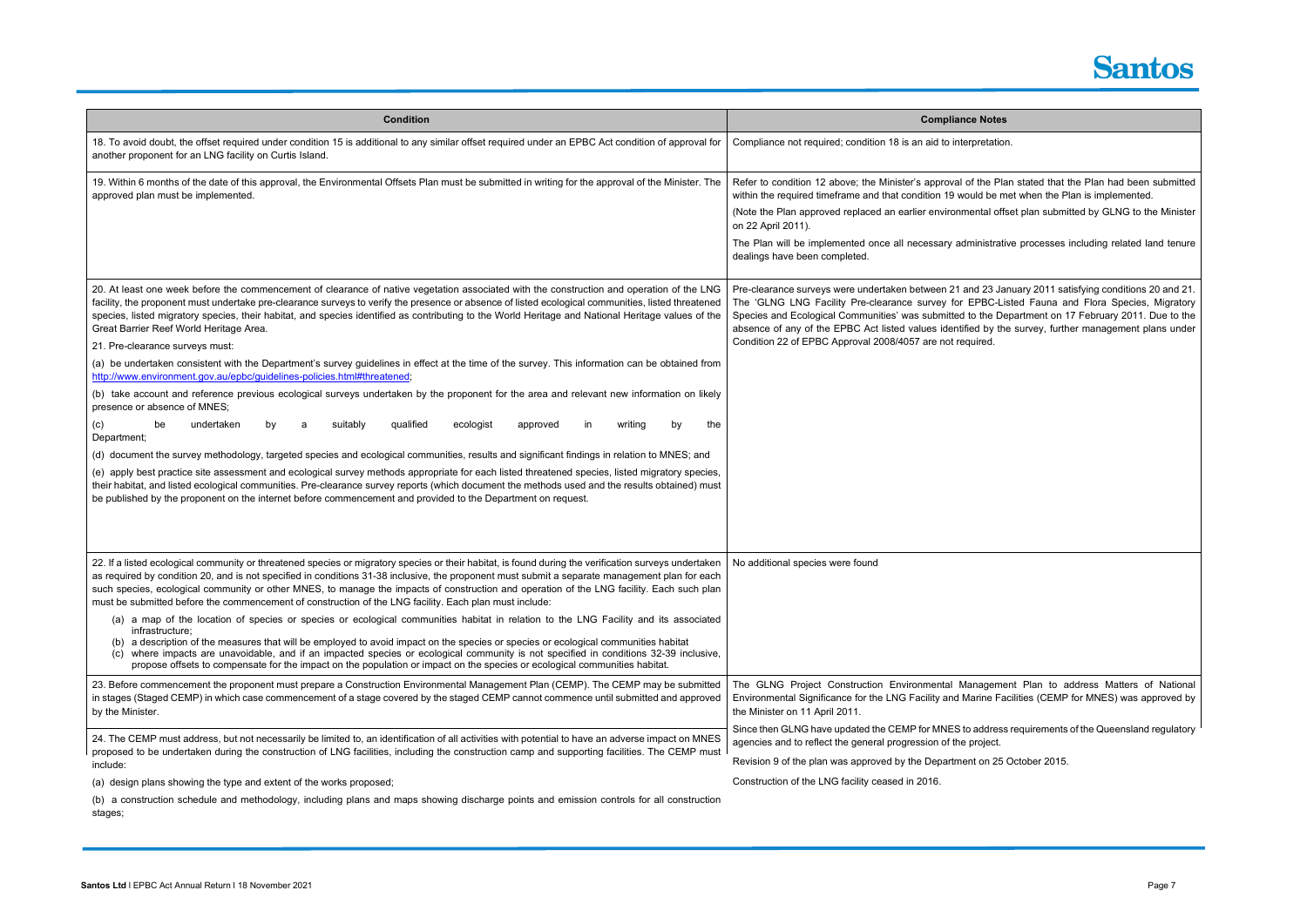| Condition | Compliance Notes |
|---|---|
| 18. To avoid doubt, the offset required under condition 15 is additional to any similar offset required under an EPBC Act condition of approval for another proponent for an LNG facility on Curtis Island. | Compliance not required; condition 18 is an aid to interpretation. |
| 19. Within 6 months of the date of this approval, the Environmental Offsets Plan must be submitted in writing for the approval of the Minister. The approved plan must be implemented. | Refer to condition 12 above; the Minister's approval of the Plan stated that the Plan had been submitted within the required timeframe and that condition 19 would be met when the Plan is implemented.<br><br>(Note the Plan approved replaced an earlier environmental offset plan submitted by GLNG to the Minister on 22 April 2011).<br><br>The Plan will be implemented once all necessary administrative processes including related land tenure dealings have been completed. |
| 20. At least one week before the commencement of clearance of native vegetation associated with the construction and operation of the LNG facility, the proponent must undertake pre-clearance surveys to verify the presence or absence of listed ecological communities, listed threatened species, listed migratory species, their habitat, and species identified as contributing to the World Heritage and National Heritage values of the Great Barrier Reef World Heritage Area.<br><br>21. Pre-clearance surveys must:<br><br>(a) be undertaken consistent with the Department's survey guidelines in effect at the time of the survey. This information can be obtained from http://www.environment.gov.au/epbc/guidelines-policies.html#threatened;<br><br>(b) take account and reference previous ecological surveys undertaken by the proponent for the area and relevant new information on likely presence or absence of MNES;<br><br>(c) be undertaken by a suitably qualified ecologist approved in writing by the Department;<br><br>(d) document the survey methodology, targeted species and ecological communities, results and significant findings in relation to MNES; and<br><br>(e) apply best practice site assessment and ecological survey methods appropriate for each listed threatened species, listed migratory species, their habitat, and listed ecological communities. Pre-clearance survey reports (which document the methods used and the results obtained) must be published by the proponent on the internet before commencement and provided to the Department on request. | Pre-clearance surveys were undertaken between 21 and 23 January 2011 satisfying conditions 20 and 21. The 'GLNG LNG Facility Pre-clearance survey for EPBC-Listed Fauna and Flora Species, Migratory Species and Ecological Communities' was submitted to the Department on 17 February 2011. Due to the absence of any of the EPBC Act listed values identified by the survey, further management plans under Condition 22 of EPBC Approval 2008/4057 are not required. |
| 22. If a listed ecological community or threatened species or migratory species or their habitat, is found during the verification surveys undertaken as required by condition 20, and is not specified in conditions 31-38 inclusive, the proponent must submit a separate management plan for each such species, ecological community or other MNES, to manage the impacts of construction and operation of the LNG facility. Each such plan must be submitted before the commencement of construction of the LNG facility. Each plan must include:<br><br>(a) a map of the location of species or species or ecological communities habitat in relation to the LNG Facility and its associated infrastructure;<br>(b) a description of the measures that will be employed to avoid impact on the species or species or ecological communities habitat<br>(c) where impacts are unavoidable, and if an impacted species or ecological community is not specified in conditions 32-39 inclusive, propose offsets to compensate for the impact on the population or impact on the species or ecological communities habitat. | No additional species were found |
| 23. Before commencement the proponent must prepare a Construction Environmental Management Plan (CEMP). The CEMP may be submitted in stages (Staged CEMP) in which case commencement of a stage covered by the staged CEMP cannot commence until submitted and approved by the Minister.<br><br>24. The CEMP must address, but not necessarily be limited to, an identification of all activities with potential to have an adverse impact on MNES proposed to be undertaken during the construction of LNG facilities, including the construction camp and supporting facilities. The CEMP must include:<br><br>(a) design plans showing the type and extent of the works proposed;<br><br>(b) a construction schedule and methodology, including plans and maps showing discharge points and emission controls for all construction stages; | The GLNG Project Construction Environmental Management Plan to address Matters of National Environmental Significance for the LNG Facility and Marine Facilities (CEMP for MNES) was approved by the Minister on 11 April 2011.<br><br>Since then GLNG have updated the CEMP for MNES to address requirements of the Queensland regulatory agencies and to reflect the general progression of the project.<br><br>Revision 9 of the plan was approved by the Department on 25 October 2015.<br><br>Construction of the LNG facility ceased in 2016. |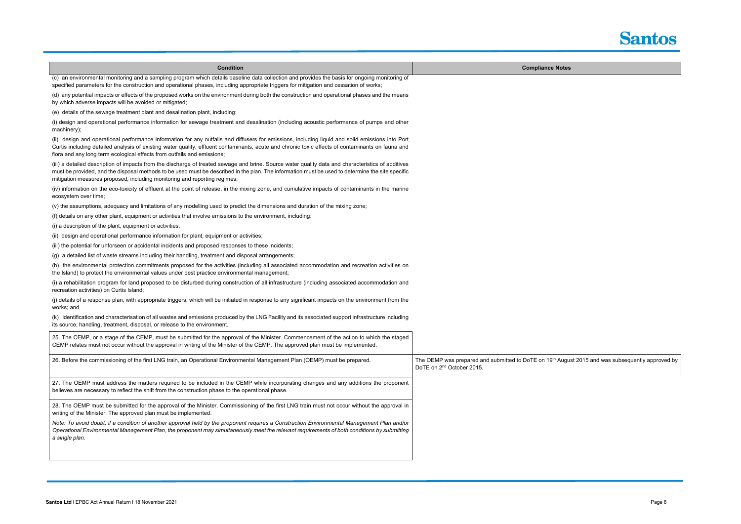| Condition | Compliance Notes |
| --- | --- |
| (c) an environmental monitoring and a sampling program which details baseline data collection and provides the basis for ongoing monitoring of specified parameters for the construction and operational phases, including appropriate triggers for mitigation and cessation of works;<br><br>(d) any potential impacts or effects of the proposed works on the environment during both the construction and operational phases and the means by which adverse impacts will be avoided or mitigated;<br><br>(e) details of the sewage treatment plant and desalination plant, including:<br><br>(i) design and operational performance information for sewage treatment and desalination (including acoustic performance of pumps and other machinery);<br><br>(ii) design and operational performance information for any outfalls and diffusers for emissions, including liquid and solid emissions into Port Curtis including detailed analysis of existing water quality, effluent contaminants, acute and chronic toxic effects of contaminants on fauna and flora and any long term ecological effects from outfalls and emissions;<br><br>(iii) a detailed description of impacts from the discharge of treated sewage and brine. Source water quality data and characteristics of additives must be provided, and the disposal methods to be used must be described in the plan. The information must be used to determine the site specific mitigation measures proposed, including monitoring and reporting regimes;<br><br>(iv) information on the eco-toxicity of effluent at the point of release, in the mixing zone, and cumulative impacts of contaminants in the marine ecosystem over time;<br><br>(v) the assumptions, adequacy and limitations of any modelling used to predict the dimensions and duration of the mixing zone;<br><br>(f) details on any other plant, equipment or activities that involve emissions to the environment, including:<br><br>(i) a description of the plant, equipment or activities;<br><br>(ii) design and operational performance information for plant, equipment or activities;<br><br>(iii) the potential for unforseen or accidental incidents and proposed responses to these incidents;<br><br>(g) a detailed list of waste streams including their handling, treatment and disposal arrangements;<br><br>(h) the environmental protection commitments proposed for the activities (including all associated accommodation and recreation activities on the Island) to protect the environmental values under best practice environmental management;<br><br>(i) a rehabilitation program for land proposed to be disturbed during construction of all infrastructure (including associated accommodation and recreation activities) on Curtis Island;<br><br>(j) details of a response plan, with appropriate triggers, which will be initiated in response to any significant impacts on the environment from the works; and<br><br>(k) identification and characterisation of all wastes and emissions produced by the LNG Facility and its associated support infrastructure including its source, handling, treatment, disposal, or release to the environment. | |
| 25. The CEMP, or a stage of the CEMP, must be submitted for the approval of the Minister. Commencement of the action to which the staged CEMP relates must not occur without the approval in writing of the Minister of the CEMP. The approved plan must be implemented. | |
| 26. Before the commissioning of the first LNG train, an Operational Environmental Management Plan (OEMP) must be prepared. | The OEMP was prepared and submitted to DoTE on 19th August 2015 and was subsequently approved by DoTE on 2nd October 2015. |
| 27. The OEMP must address the matters required to be included in the CEMP while incorporating changes and any additions the proponent believes are necessary to reflect the shift from the construction phase to the operational phase. | |
| 28. The OEMP must be submitted for the approval of the Minister. Commissioning of the first LNG train must not occur without the approval in writing of the Minister. The approved plan must be implemented.<br><br>*Note: To avoid doubt, if a condition of another approval held by the proponent requires a Construction Environmental Management Plan and/or Operational Environmental Management Plan, the proponent may simultaneously meet the relevant requirements of both conditions by submitting a single plan.* | |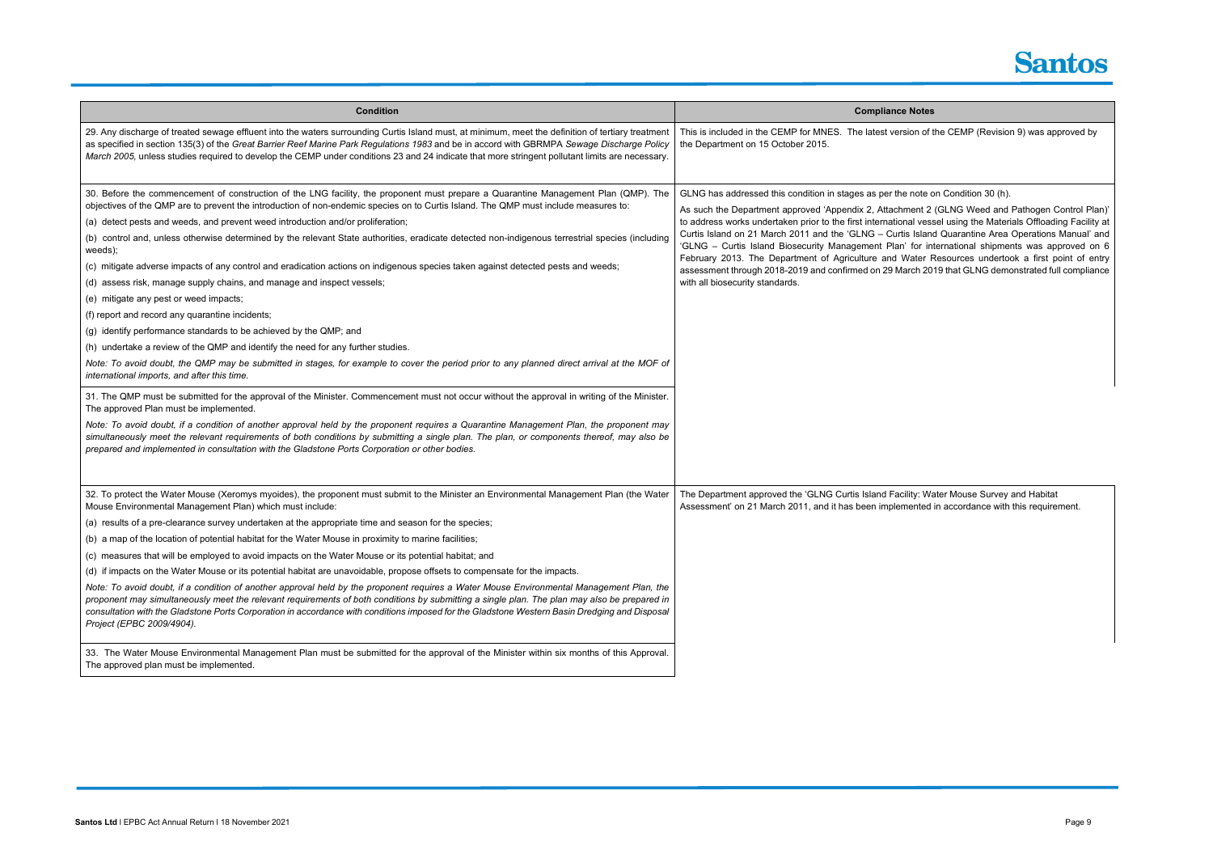| Condition | Compliance Notes |
|---|---|
| 29. Any discharge of treated sewage effluent into the waters surrounding Curtis Island must, at minimum, meet the definition of tertiary treatment as specified in section 135(3) of the *Great Barrier Reef Marine Park Regulations 1983* and be in accord with GBRMPA *Sewage Discharge Policy March 2005,* unless studies required to develop the CEMP under conditions 23 and 24 indicate that more stringent pollutant limits are necessary. | This is included in the CEMP for MNES. The latest version of the CEMP (Revision 9) was approved by the Department on 15 October 2015. |
| 30. Before the commencement of construction of the LNG facility, the proponent must prepare a Quarantine Management Plan (QMP). The objectives of the QMP are to prevent the introduction of non-endemic species on to Curtis Island. The QMP must include measures to:<br>(a) detect pests and weeds, and prevent weed introduction and/or proliferation;<br>(b) control and, unless otherwise determined by the relevant State authorities, eradicate detected non-indigenous terrestrial species (including weeds);<br>(c) mitigate adverse impacts of any control and eradication actions on indigenous species taken against detected pests and weeds;<br>(d) assess risk, manage supply chains, and manage and inspect vessels;<br>(e) mitigate any pest or weed impacts;<br>(f) report and record any quarantine incidents;<br>(g) identify performance standards to be achieved by the QMP; and<br>(h) undertake a review of the QMP and identify the need for any further studies.<br>*Note: To avoid doubt, the QMP may be submitted in stages, for example to cover the period prior to any planned direct arrival at the MOF of international imports, and after this time.*<br><br>31. The QMP must be submitted for the approval of the Minister. Commencement must not occur without the approval in writing of the Minister. The approved Plan must be implemented.<br>*Note: To avoid doubt, if a condition of another approval held by the proponent requires a Quarantine Management Plan, the proponent may simultaneously meet the relevant requirements of both conditions by submitting a single plan. The plan, or components thereof, may also be prepared and implemented in consultation with the Gladstone Ports Corporation or other bodies.* | GLNG has addressed this condition in stages as per the note on Condition 30 (h).<br>As such the Department approved 'Appendix 2, Attachment 2 (GLNG Weed and Pathogen Control Plan)' to address works undertaken prior to the first international vessel using the Materials Offloading Facility at Curtis Island on 21 March 2011 and the 'GLNG – Curtis Island Quarantine Area Operations Manual' and 'GLNG – Curtis Island Biosecurity Management Plan' for international shipments was approved on 6 February 2013. The Department of Agriculture and Water Resources undertook a first point of entry assessment through 2018-2019 and confirmed on 29 March 2019 that GLNG demonstrated full compliance with all biosecurity standards. |
| 32. To protect the Water Mouse (Xeromys myoides), the proponent must submit to the Minister an Environmental Management Plan (the Water Mouse Environmental Management Plan) which must include:<br>(a) results of a pre-clearance survey undertaken at the appropriate time and season for the species;<br>(b) a map of the location of potential habitat for the Water Mouse in proximity to marine facilities;<br>(c) measures that will be employed to avoid impacts on the Water Mouse or its potential habitat; and<br>(d) if impacts on the Water Mouse or its potential habitat are unavoidable, propose offsets to compensate for the impacts.<br>*Note: To avoid doubt, if a condition of another approval held by the proponent requires a Water Mouse Environmental Management Plan, the proponent may simultaneously meet the relevant requirements of both conditions by submitting a single plan. The plan may also be prepared in consultation with the Gladstone Ports Corporation in accordance with conditions imposed for the Gladstone Western Basin Dredging and Disposal Project (EPBC 2009/4904).*<br><br>33. The Water Mouse Environmental Management Plan must be submitted for the approval of the Minister within six months of this Approval. The approved plan must be implemented. | The Department approved the 'GLNG Curtis Island Facility: Water Mouse Survey and Habitat Assessment' on 21 March 2011, and it has been implemented in accordance with this requirement. |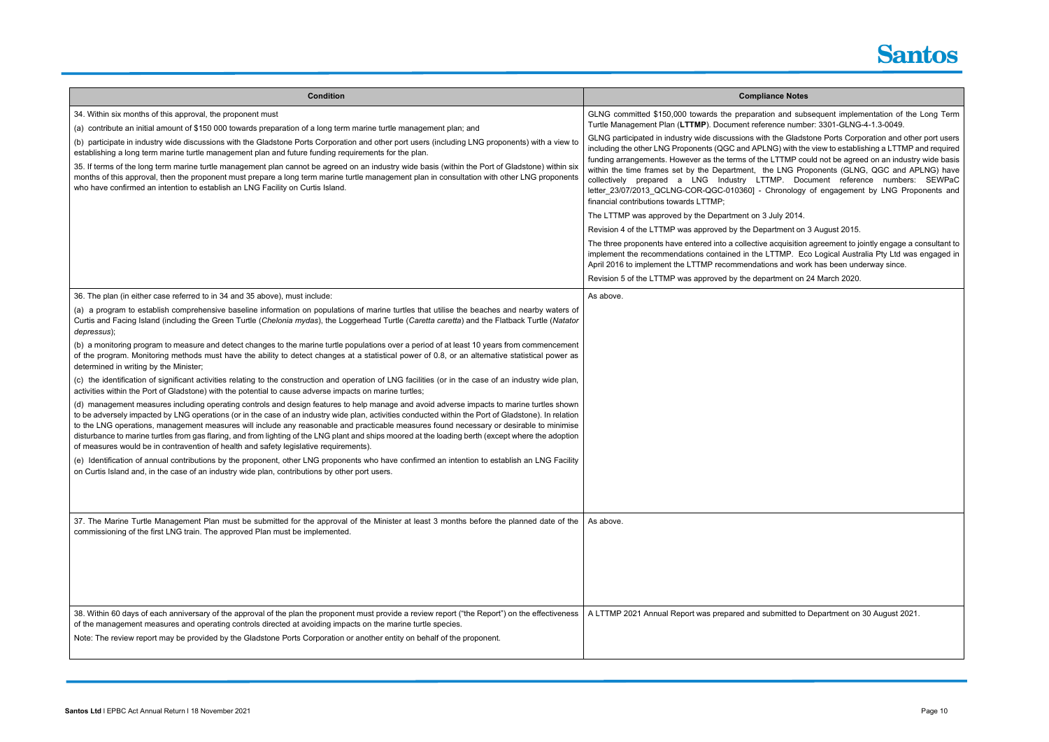| Condition | Compliance Notes |
|---|---|
| 34. Within six months of this approval, the proponent must<br><br>(a) contribute an initial amount of $150 000 towards preparation of a long term marine turtle management plan; and<br><br>(b) participate in industry wide discussions with the Gladstone Ports Corporation and other port users (including LNG proponents) with a view to establishing a long term marine turtle management plan and future funding requirements for the plan.<br><br>35. If terms of the long term marine turtle management plan cannot be agreed on an industry wide basis (within the Port of Gladstone) within six months of this approval, then the proponent must prepare a long term marine turtle management plan in consultation with other LNG proponents who have confirmed an intention to establish an LNG Facility on Curtis Island. | GLNG committed $150,000 towards the preparation and subsequent implementation of the Long Term Turtle Management Plan (**LTTMP**). Document reference number: 3301-GLNG-4-1.3-0049.<br><br>GLNG participated in industry wide discussions with the Gladstone Ports Corporation and other port users including the other LNG Proponents (QGC and APLNG) with the view to establishing a LTTMP and required funding arrangements. However as the terms of the LTTMP could not be agreed on an industry wide basis within the time frames set by the Department, the LNG Proponents (GLNG, QGC and APLNG) have collectively prepared a LNG Industry LTTMP. Document reference numbers: SEWPaC letter_23/07/2013_QCLNG-COR-QGC-010360] - Chronology of engagement by LNG Proponents and financial contributions towards LTTMP;<br><br>The LTTMP was approved by the Department on 3 July 2014.<br><br>Revision 4 of the LTTMP was approved by the Department on 3 August 2015.<br><br>The three proponents have entered into a collective acquisition agreement to jointly engage a consultant to implement the recommendations contained in the LTTMP. Eco Logical Australia Pty Ltd was engaged in April 2016 to implement the LTTMP recommendations and work has been underway since.<br><br>Revision 5 of the LTTMP was approved by the department on 24 March 2020. |
| 36. The plan (in either case referred to in 34 and 35 above), must include:<br><br>(a) a program to establish comprehensive baseline information on populations of marine turtles that utilise the beaches and nearby waters of Curtis and Facing Island (including the Green Turtle (*Chelonia mydas*), the Loggerhead Turtle (*Caretta caretta*) and the Flatback Turtle (*Natator depressus*);<br><br>(b) a monitoring program to measure and detect changes to the marine turtle populations over a period of at least 10 years from commencement of the program. Monitoring methods must have the ability to detect changes at a statistical power of 0.8, or an alternative statistical power as determined in writing by the Minister;<br><br>(c) the identification of significant activities relating to the construction and operation of LNG facilities (or in the case of an industry wide plan, activities within the Port of Gladstone) with the potential to cause adverse impacts on marine turtles;<br><br>(d) management measures including operating controls and design features to help manage and avoid adverse impacts to marine turtles shown to be adversely impacted by LNG operations (or in the case of an industry wide plan, activities conducted within the Port of Gladstone). In relation to the LNG operations, management measures will include any reasonable and practicable measures found necessary or desirable to minimise disturbance to marine turtles from gas flaring, and from lighting of the LNG plant and ships moored at the loading berth (except where the adoption of measures would be in contravention of health and safety legislative requirements).<br><br>(e) Identification of annual contributions by the proponent, other LNG proponents who have confirmed an intention to establish an LNG Facility on Curtis Island and, in the case of an industry wide plan, contributions by other port users. | As above. |
| 37. The Marine Turtle Management Plan must be submitted for the approval of the Minister at least 3 months before the planned date of the commissioning of the first LNG train. The approved Plan must be implemented. | As above. |
| 38. Within 60 days of each anniversary of the approval of the plan the proponent must provide a review report ("the Report") on the effectiveness of the management measures and operating controls directed at avoiding impacts on the marine turtle species.<br><br>Note: The review report may be provided by the Gladstone Ports Corporation or another entity on behalf of the proponent. | A LTTMP 2021 Annual Report was prepared and submitted to Department on 30 August 2021. |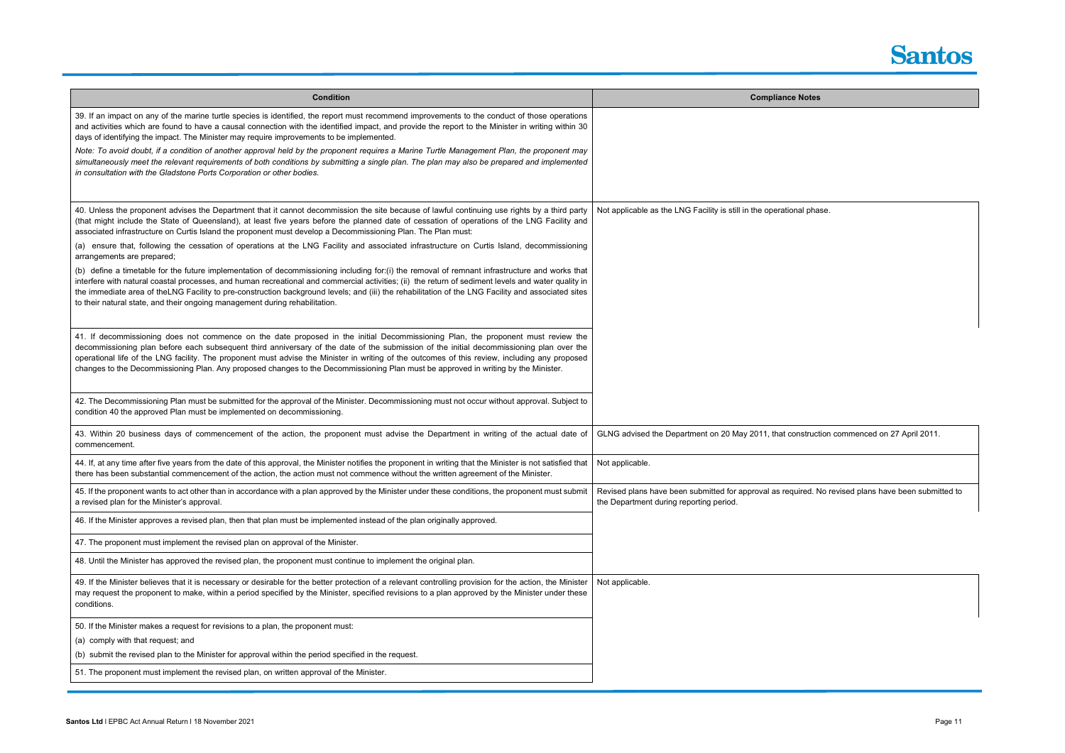| Condition | Compliance Notes |
|---|---|
| 39. If an impact on any of the marine turtle species is identified, the report must recommend improvements to the conduct of those operations and activities which are found to have a causal connection with the identified impact, and provide the report to the Minister in writing within 30 days of identifying the impact. The Minister may require improvements to be implemented.<br><br>*Note: To avoid doubt, if a condition of another approval held by the proponent requires a Marine Turtle Management Plan, the proponent may simultaneously meet the relevant requirements of both conditions by submitting a single plan. The plan may also be prepared and implemented in consultation with the Gladstone Ports Corporation or other bodies.* | |
| 40. Unless the proponent advises the Department that it cannot decommission the site because of lawful continuing use rights by a third party (that might include the State of Queensland), at least five years before the planned date of cessation of operations of the LNG Facility and associated infrastructure on Curtis Island the proponent must develop a Decommissioning Plan. The Plan must:<br><br>(a) ensure that, following the cessation of operations at the LNG Facility and associated infrastructure on Curtis Island, decommissioning arrangements are prepared;<br><br>(b) define a timetable for the future implementation of decommissioning including for:(i) the removal of remnant infrastructure and works that interfere with natural coastal processes, and human recreational and commercial activities; (ii) the return of sediment levels and water quality in the immediate area of theLNG Facility to pre-construction background levels; and (iii) the rehabilitation of the LNG Facility and associated sites to their natural state, and their ongoing management during rehabilitation. | Not applicable as the LNG Facility is still in the operational phase. |
| 41. If decommissioning does not commence on the date proposed in the initial Decommissioning Plan, the proponent must review the decommissioning plan before each subsequent third anniversary of the date of the submission of the initial decommissioning plan over the operational life of the LNG facility. The proponent must advise the Minister in writing of the outcomes of this review, including any proposed changes to the Decommissioning Plan. Any proposed changes to the Decommissioning Plan must be approved in writing by the Minister. | |
| 42. The Decommissioning Plan must be submitted for the approval of the Minister. Decommissioning must not occur without approval. Subject to condition 40 the approved Plan must be implemented on decommissioning. | |
| 43. Within 20 business days of commencement of the action, the proponent must advise the Department in writing of the actual date of commencement. | GLNG advised the Department on 20 May 2011, that construction commenced on 27 April 2011. |
| 44. If, at any time after five years from the date of this approval, the Minister notifies the proponent in writing that the Minister is not satisfied that there has been substantial commencement of the action, the action must not commence without the written agreement of the Minister. | Not applicable. |
| 45. If the proponent wants to act other than in accordance with a plan approved by the Minister under these conditions, the proponent must submit a revised plan for the Minister's approval. | Revised plans have been submitted for approval as required. No revised plans have been submitted to the Department during reporting period. |
| 46. If the Minister approves a revised plan, then that plan must be implemented instead of the plan originally approved. | |
| 47. The proponent must implement the revised plan on approval of the Minister. | |
| 48. Until the Minister has approved the revised plan, the proponent must continue to implement the original plan. | |
| 49. If the Minister believes that it is necessary or desirable for the better protection of a relevant controlling provision for the action, the Minister may request the proponent to make, within a period specified by the Minister, specified revisions to a plan approved by the Minister under these conditions. | Not applicable. |
| 50. If the Minister makes a request for revisions to a plan, the proponent must:<br><br>(a) comply with that request; and<br><br>(b) submit the revised plan to the Minister for approval within the period specified in the request. | |
| 51. The proponent must implement the revised plan, on written approval of the Minister. | |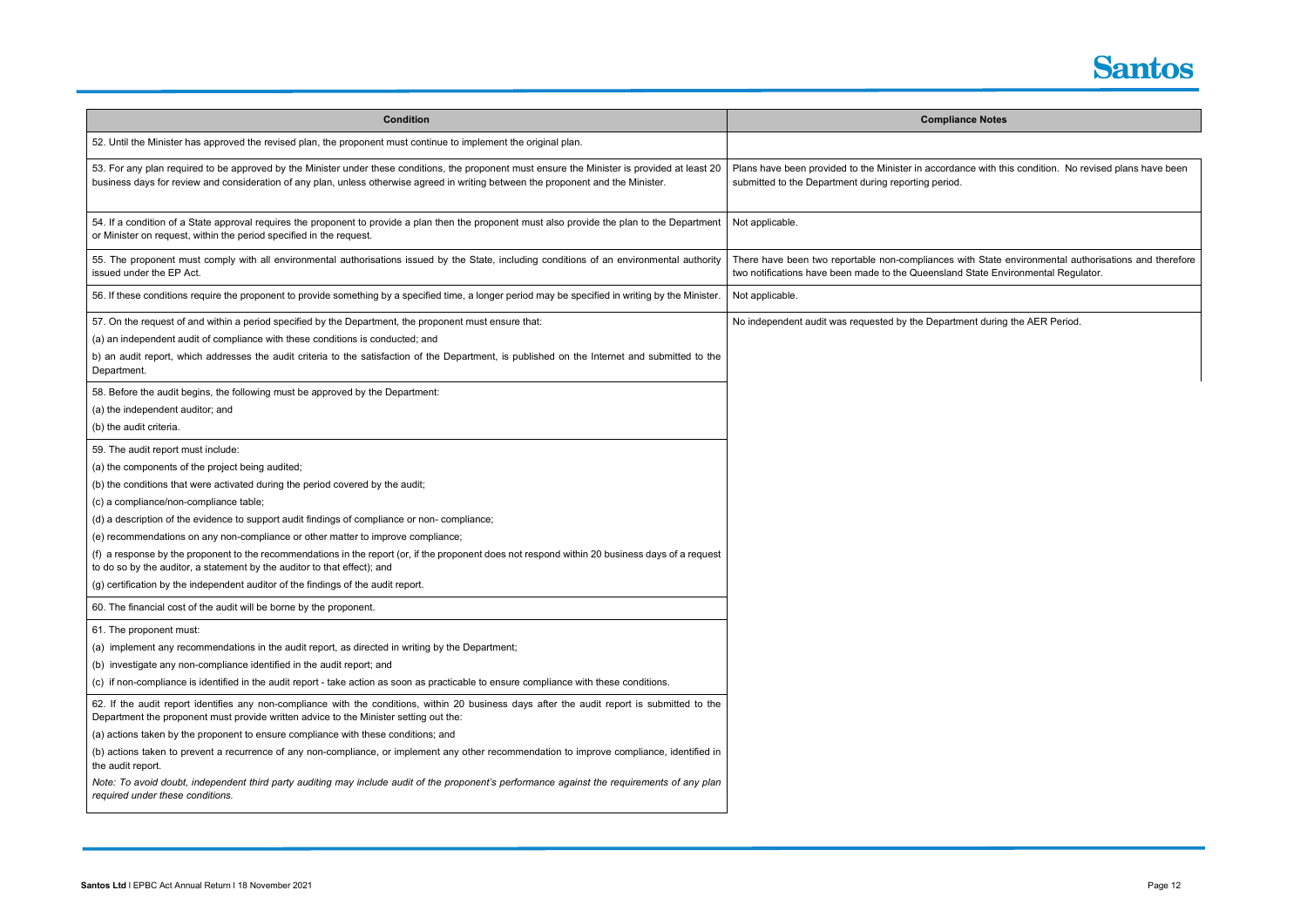| Condition | Compliance Notes |
|---|---|
| 52. Until the Minister has approved the revised plan, the proponent must continue to implement the original plan. | |
| 53. For any plan required to be approved by the Minister under these conditions, the proponent must ensure the Minister is provided at least 20 business days for review and consideration of any plan, unless otherwise agreed in writing between the proponent and the Minister. | Plans have been provided to the Minister in accordance with this condition. No revised plans have been submitted to the Department during reporting period. |
| 54. If a condition of a State approval requires the proponent to provide a plan then the proponent must also provide the plan to the Department or Minister on request, within the period specified in the request. | Not applicable. |
| 55. The proponent must comply with all environmental authorisations issued by the State, including conditions of an environmental authority issued under the EP Act. | There have been two reportable non-compliances with State environmental authorisations and therefore two notifications have been made to the Queensland State Environmental Regulator. |
| 56. If these conditions require the proponent to provide something by a specified time, a longer period may be specified in writing by the Minister. | Not applicable. |
| 57. On the request of and within a period specified by the Department, the proponent must ensure that:<br>(a) an independent audit of compliance with these conditions is conducted; and<br>b) an audit report, which addresses the audit criteria to the satisfaction of the Department, is published on the Internet and submitted to the Department. | No independent audit was requested by the Department during the AER Period. |
| 58. Before the audit begins, the following must be approved by the Department:<br>(a) the independent auditor; and<br>(b) the audit criteria. | |
| 59. The audit report must include:<br>(a) the components of the project being audited;<br>(b) the conditions that were activated during the period covered by the audit;<br>(c) a compliance/non-compliance table;<br>(d) a description of the evidence to support audit findings of compliance or non- compliance;<br>(e) recommendations on any non-compliance or other matter to improve compliance;<br>(f) a response by the proponent to the recommendations in the report (or, if the proponent does not respond within 20 business days of a request to do so by the auditor, a statement by the auditor to that effect); and<br>(g) certification by the independent auditor of the findings of the audit report. | |
| 60. The financial cost of the audit will be borne by the proponent. | |
| 61. The proponent must:<br>(a) implement any recommendations in the audit report, as directed in writing by the Department;<br>(b) investigate any non-compliance identified in the audit report; and<br>(c) if non-compliance is identified in the audit report - take action as soon as practicable to ensure compliance with these conditions. | |
| 62. If the audit report identifies any non-compliance with the conditions, within 20 business days after the audit report is submitted to the Department the proponent must provide written advice to the Minister setting out the:<br>(a) actions taken by the proponent to ensure compliance with these conditions; and<br>(b) actions taken to prevent a recurrence of any non-compliance, or implement any other recommendation to improve compliance, identified in the audit report.<br>*Note: To avoid doubt, independent third party auditing may include audit of the proponent's performance against the requirements of any plan required under these conditions.* | |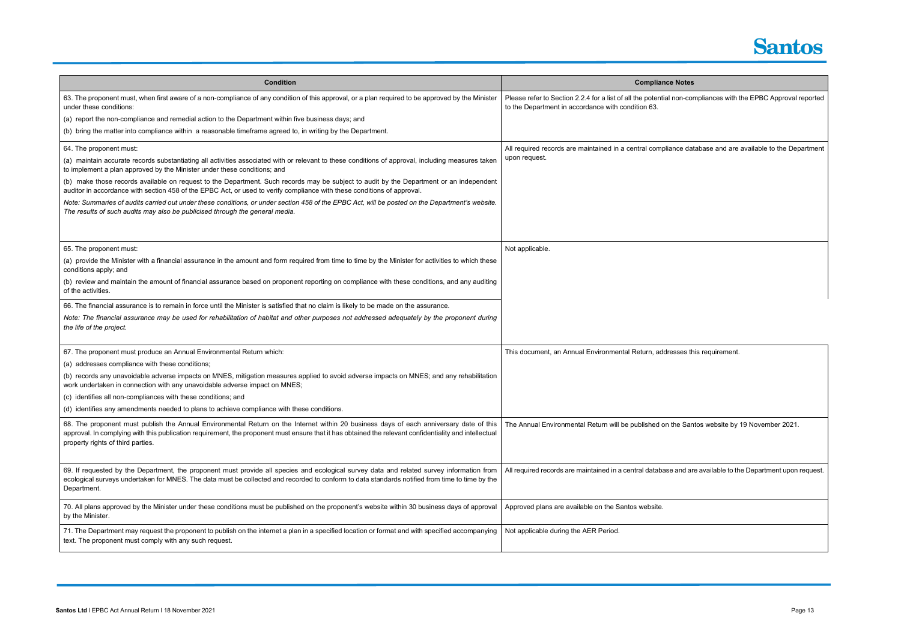| Condition | Compliance Notes |
|---|---|
| 63. The proponent must, when first aware of a non-compliance of any condition of this approval, or a plan required to be approved by the Minister under these conditions:<br>(a) report the non-compliance and remedial action to the Department within five business days; and<br>(b) bring the matter into compliance within a reasonable timeframe agreed to, in writing by the Department. | Please refer to Section 2.2.4 for a list of all the potential non-compliances with the EPBC Approval reported to the Department in accordance with condition 63. |
| 64. The proponent must:<br>(a) maintain accurate records substantiating all activities associated with or relevant to these conditions of approval, including measures taken to implement a plan approved by the Minister under these conditions; and<br>(b) make those records available on request to the Department. Such records may be subject to audit by the Department or an independent auditor in accordance with section 458 of the EPBC Act, or used to verify compliance with these conditions of approval.<br>*Note: Summaries of audits carried out under these conditions, or under section 458 of the EPBC Act, will be posted on the Department's website. The results of such audits may also be publicised through the general media.* | All required records are maintained in a central compliance database and are available to the Department upon request. |
| 65. The proponent must:<br>(a) provide the Minister with a financial assurance in the amount and form required from time to time by the Minister for activities to which these conditions apply; and<br>(b) review and maintain the amount of financial assurance based on proponent reporting on compliance with these conditions, and any auditing of the activities. | Not applicable. |
| 66. The financial assurance is to remain in force until the Minister is satisfied that no claim is likely to be made on the assurance.<br>*Note: The financial assurance may be used for rehabilitation of habitat and other purposes not addressed adequately by the proponent during the life of the project.* | |
| 67. The proponent must produce an Annual Environmental Return which:<br>(a) addresses compliance with these conditions;<br>(b) records any unavoidable adverse impacts on MNES, mitigation measures applied to avoid adverse impacts on MNES; and any rehabilitation work undertaken in connection with any unavoidable adverse impact on MNES;<br>(c) identifies all non-compliances with these conditions; and<br>(d) identifies any amendments needed to plans to achieve compliance with these conditions. | This document, an Annual Environmental Return, addresses this requirement. |
| 68. The proponent must publish the Annual Environmental Return on the Internet within 20 business days of each anniversary date of this approval. In complying with this publication requirement, the proponent must ensure that it has obtained the relevant confidentiality and intellectual property rights of third parties. | The Annual Environmental Return will be published on the Santos website by 19 November 2021. |
| 69. If requested by the Department, the proponent must provide all species and ecological survey data and related survey information from ecological surveys undertaken for MNES. The data must be collected and recorded to conform to data standards notified from time to time by the Department. | All required records are maintained in a central database and are available to the Department upon request. |
| 70. All plans approved by the Minister under these conditions must be published on the proponent's website within 30 business days of approval by the Minister. | Approved plans are available on the Santos website. |
| 71. The Department may request the proponent to publish on the internet a plan in a specified location or format and with specified accompanying text. The proponent must comply with any such request. | Not applicable during the AER Period. |